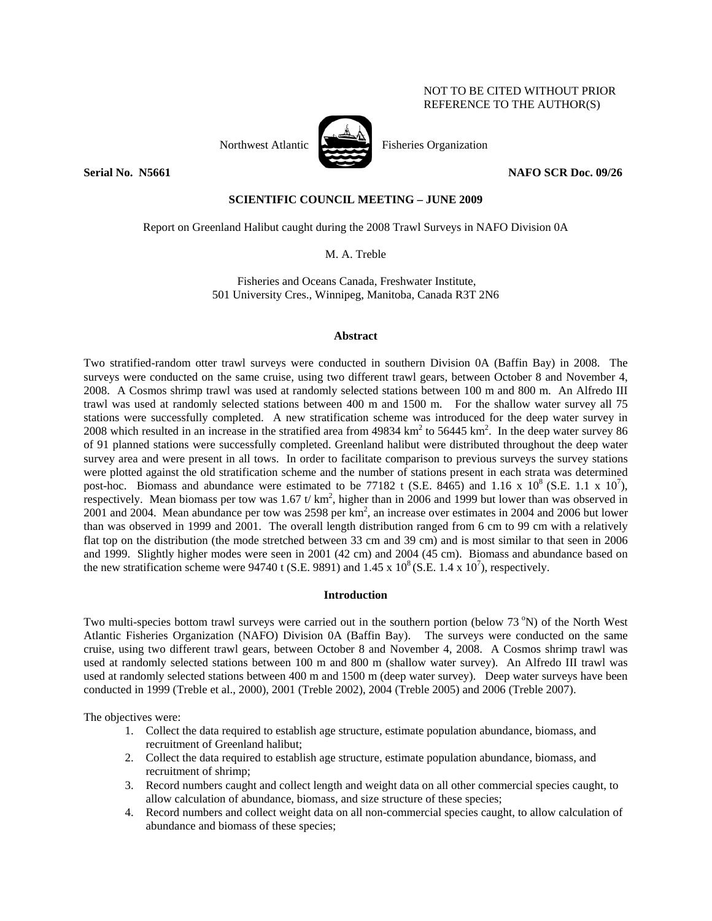NOT TO BE CITED WITHOUT PRIOR REFERENCE TO THE AUTHOR(S)

Northwest Atlantic Fisheries Organization

**Serial No. N5661** **NAFO SCR Doc. 09/26**

**SCIENTIFIC COUNCIL MEETING – JUNE 2009**

Report on Greenland Halibut caught during the 2008 Trawl Surveys in NAFO Division 0A

M. A. Treble

Fisheries and Oceans Canada, Freshwater Institute,
501 University Cres., Winnipeg, Manitoba, Canada R3T 2N6

## Abstract

Two stratified-random otter trawl surveys were conducted in southern Division 0A (Baffin Bay) in 2008. The surveys were conducted on the same cruise, using two different trawl gears, between October 8 and November 4, 2008. A Cosmos shrimp trawl was used at randomly selected stations between 100 m and 800 m. An Alfredo III trawl was used at randomly selected stations between 400 m and 1500 m. For the shallow water survey all 75 stations were successfully completed. A new stratification scheme was introduced for the deep water survey in 2008 which resulted in an increase in the stratified area from 49834 km$^2$ to 56445 km$^2$. In the deep water survey 86 of 91 planned stations were successfully completed. Greenland halibut were distributed throughout the deep water survey area and were present in all tows. In order to facilitate comparison to previous surveys the survey stations were plotted against the old stratification scheme and the number of stations present in each strata was determined post-hoc. Biomass and abundance were estimated to be 77182 t (S.E. 8465) and 1.16 x 10$^8$ (S.E. 1.1 x 10$^7$), respectively. Mean biomass per tow was 1.67 t/ km$^2$, higher than in 2006 and 1999 but lower than was observed in 2001 and 2004. Mean abundance per tow was 2598 per km$^2$, an increase over estimates in 2004 and 2006 but lower than was observed in 1999 and 2001. The overall length distribution ranged from 6 cm to 99 cm with a relatively flat top on the distribution (the mode stretched between 33 cm and 39 cm) and is most similar to that seen in 2006 and 1999. Slightly higher modes were seen in 2001 (42 cm) and 2004 (45 cm). Biomass and abundance based on the new stratification scheme were 94740 t (S.E. 9891) and 1.45 x 10$^8$ (S.E. 1.4 x 10$^7$), respectively.

## Introduction

Two multi-species bottom trawl surveys were carried out in the southern portion (below 73 $^o$N) of the North West Atlantic Fisheries Organization (NAFO) Division 0A (Baffin Bay). The surveys were conducted on the same cruise, using two different trawl gears, between October 8 and November 4, 2008. A Cosmos shrimp trawl was used at randomly selected stations between 100 m and 800 m (shallow water survey). An Alfredo III trawl was used at randomly selected stations between 400 m and 1500 m (deep water survey). Deep water surveys have been conducted in 1999 (Treble et al., 2000), 2001 (Treble 2002), 2004 (Treble 2005) and 2006 (Treble 2007).

The objectives were:

1. Collect the data required to establish age structure, estimate population abundance, biomass, and recruitment of Greenland halibut;
2. Collect the data required to establish age structure, estimate population abundance, biomass, and recruitment of shrimp;
3. Record numbers caught and collect length and weight data on all other commercial species caught, to allow calculation of abundance, biomass, and size structure of these species;
4. Record numbers and collect weight data on all non-commercial species caught, to allow calculation of abundance and biomass of these species;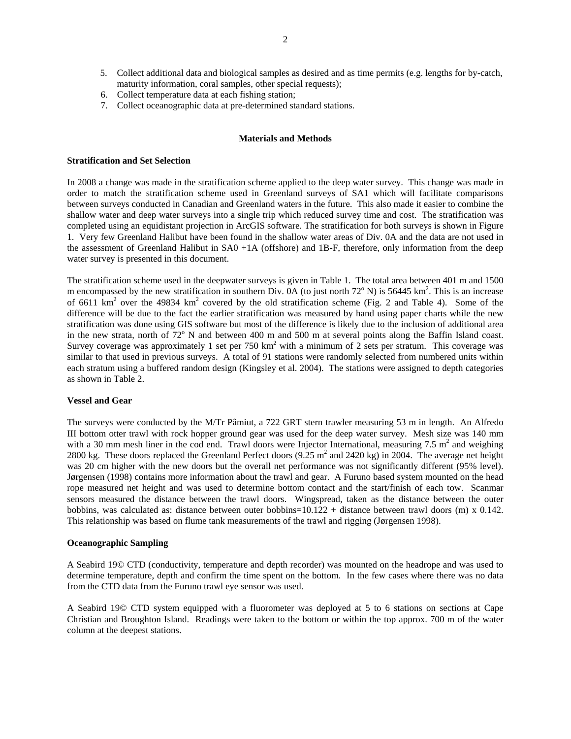5. Collect additional data and biological samples as desired and as time permits (e.g. lengths for by-catch, maturity information, coral samples, other special requests);
6. Collect temperature data at each fishing station;
7. Collect oceanographic data at pre-determined standard stations.

## Materials and Methods

### Stratification and Set Selection

In 2008 a change was made in the stratification scheme applied to the deep water survey. This change was made in order to match the stratification scheme used in Greenland surveys of SA1 which will facilitate comparisons between surveys conducted in Canadian and Greenland waters in the future. This also made it easier to combine the shallow water and deep water surveys into a single trip which reduced survey time and cost. The stratification was completed using an equidistant projection in ArcGIS software. The stratification for both surveys is shown in Figure 1. Very few Greenland Halibut have been found in the shallow water areas of Div. 0A and the data are not used in the assessment of Greenland Halibut in SA0 +1A (offshore) and 1B-F, therefore, only information from the deep water survey is presented in this document.

The stratification scheme used in the deepwater surveys is given in Table 1. The total area between 401 m and 1500 m encompassed by the new stratification in southern Div. 0A (to just north 72$^{o}$ N) is 56445 km$^2$. This is an increase of 6611 km$^2$ over the 49834 km$^2$ covered by the old stratification scheme (Fig. 2 and Table 4). Some of the difference will be due to the fact the earlier stratification was measured by hand using paper charts while the new stratification was done using GIS software but most of the difference is likely due to the inclusion of additional area in the new strata, north of 72$^{o}$ N and between 400 m and 500 m at several points along the Baffin Island coast. Survey coverage was approximately 1 set per 750 km$^2$ with a minimum of 2 sets per stratum. This coverage was similar to that used in previous surveys. A total of 91 stations were randomly selected from numbered units within each stratum using a buffered random design (Kingsley et al. 2004). The stations were assigned to depth categories as shown in Table 2.

### Vessel and Gear

The surveys were conducted by the M/Tr Pâmiut, a 722 GRT stern trawler measuring 53 m in length. An Alfredo III bottom otter trawl with rock hopper ground gear was used for the deep water survey. Mesh size was 140 mm with a 30 mm mesh liner in the cod end. Trawl doors were Injector International, measuring 7.5 m$^2$ and weighing 2800 kg. These doors replaced the Greenland Perfect doors (9.25 m$^2$ and 2420 kg) in 2004. The average net height was 20 cm higher with the new doors but the overall net performance was not significantly different (95% level). Jørgensen (1998) contains more information about the trawl and gear. A Furuno based system mounted on the head rope measured net height and was used to determine bottom contact and the start/finish of each tow. Scanmar sensors measured the distance between the trawl doors. Wingspread, taken as the distance between the outer bobbins, was calculated as: distance between outer bobbins=10.122 + distance between trawl doors (m) x 0.142. This relationship was based on flume tank measurements of the trawl and rigging (Jørgensen 1998).

### Oceanographic Sampling

A Seabird 19© CTD (conductivity, temperature and depth recorder) was mounted on the headrope and was used to determine temperature, depth and confirm the time spent on the bottom. In the few cases where there was no data from the CTD data from the Furuno trawl eye sensor was used.

A Seabird 19© CTD system equipped with a fluorometer was deployed at 5 to 6 stations on sections at Cape Christian and Broughton Island. Readings were taken to the bottom or within the top approx. 700 m of the water column at the deepest stations.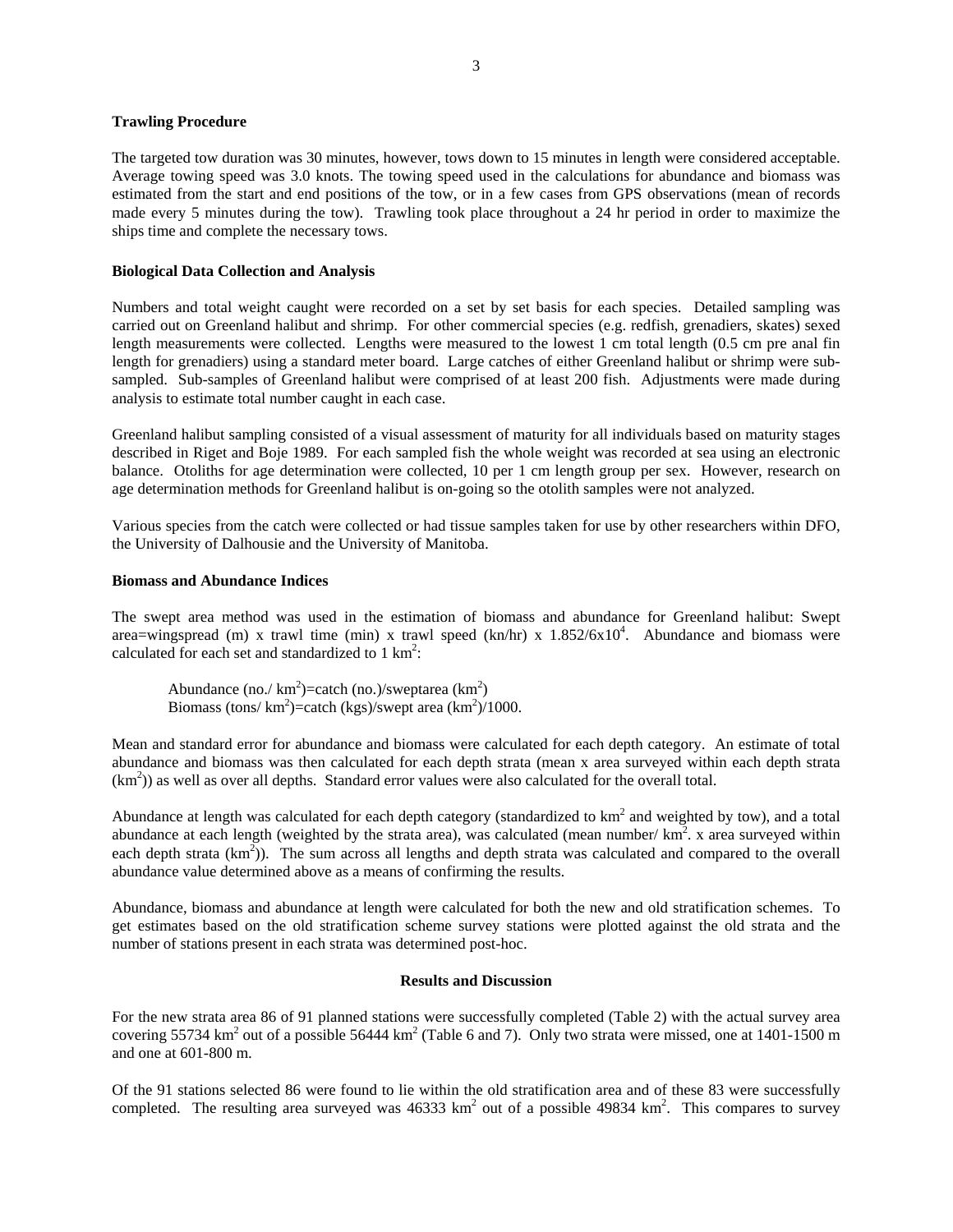**Trawling Procedure**

The targeted tow duration was 30 minutes, however, tows down to 15 minutes in length were considered acceptable. Average towing speed was 3.0 knots. The towing speed used in the calculations for abundance and biomass was estimated from the start and end positions of the tow, or in a few cases from GPS observations (mean of records made every 5 minutes during the tow). Trawling took place throughout a 24 hr period in order to maximize the ships time and complete the necessary tows.

**Biological Data Collection and Analysis**

Numbers and total weight caught were recorded on a set by set basis for each species. Detailed sampling was carried out on Greenland halibut and shrimp. For other commercial species (e.g. redfish, grenadiers, skates) sexed length measurements were collected. Lengths were measured to the lowest 1 cm total length (0.5 cm pre anal fin length for grenadiers) using a standard meter board. Large catches of either Greenland halibut or shrimp were sub-sampled. Sub-samples of Greenland halibut were comprised of at least 200 fish. Adjustments were made during analysis to estimate total number caught in each case.

Greenland halibut sampling consisted of a visual assessment of maturity for all individuals based on maturity stages described in Riget and Boje 1989. For each sampled fish the whole weight was recorded at sea using an electronic balance. Otoliths for age determination were collected, 10 per 1 cm length group per sex. However, research on age determination methods for Greenland halibut is on-going so the otolith samples were not analyzed.

Various species from the catch were collected or had tissue samples taken for use by other researchers within DFO, the University of Dalhousie and the University of Manitoba.

**Biomass and Abundance Indices**

The swept area method was used in the estimation of biomass and abundance for Greenland halibut: Swept area=wingspread (m) x trawl time (min) x trawl speed (kn/hr) x $1.852/6x10^4$. Abundance and biomass were calculated for each set and standardized to 1 $km^2$:

Abundance (no./ $km^2$)=catch (no.)/sweptarea ($km^2$)
Biomass (tons/ $km^2$)=catch (kgs)/swept area ($km^2$)/1000.

Mean and standard error for abundance and biomass were calculated for each depth category. An estimate of total abundance and biomass was then calculated for each depth strata (mean x area surveyed within each depth strata ($km^2$)) as well as over all depths. Standard error values were also calculated for the overall total.

Abundance at length was calculated for each depth category (standardized to $km^2$ and weighted by tow), and a total abundance at each length (weighted by the strata area), was calculated (mean number/ $km^2$. x area surveyed within each depth strata ($km^2$)). The sum across all lengths and depth strata was calculated and compared to the overall abundance value determined above as a means of confirming the results.

Abundance, biomass and abundance at length were calculated for both the new and old stratification schemes. To get estimates based on the old stratification scheme survey stations were plotted against the old strata and the number of stations present in each strata was determined post-hoc.

## Results and Discussion

For the new strata area 86 of 91 planned stations were successfully completed (Table 2) with the actual survey area covering 55734 $km^2$ out of a possible 56444 $km^2$ (Table 6 and 7). Only two strata were missed, one at 1401-1500 m and one at 601-800 m.

Of the 91 stations selected 86 were found to lie within the old stratification area and of these 83 were successfully completed. The resulting area surveyed was 46333 $km^2$ out of a possible 49834 $km^2$. This compares to survey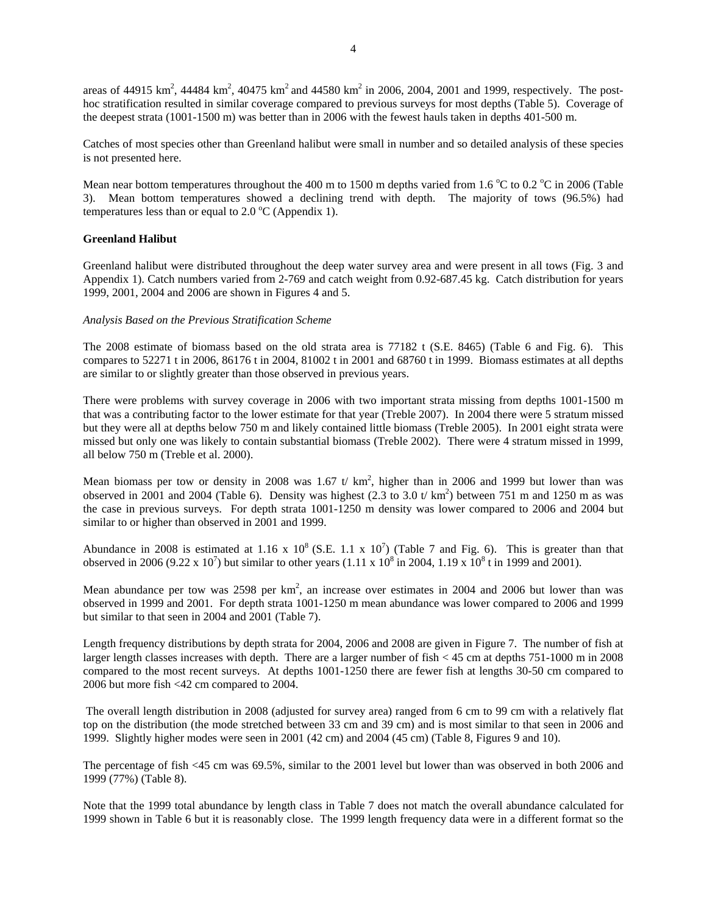areas of 44915 km$^2$, 44484 km$^2$, 40475 km$^2$ and 44580 km$^2$ in 2006, 2004, 2001 and 1999, respectively. The post-hoc stratification resulted in similar coverage compared to previous surveys for most depths (Table 5). Coverage of the deepest strata (1001-1500 m) was better than in 2006 with the fewest hauls taken in depths 401-500 m.

Catches of most species other than Greenland halibut were small in number and so detailed analysis of these species is not presented here.

Mean near bottom temperatures throughout the 400 m to 1500 m depths varied from 1.6 $^o$C to 0.2 $^o$C in 2006 (Table 3). Mean bottom temperatures showed a declining trend with depth. The majority of tows (96.5%) had temperatures less than or equal to 2.0 $^o$C (Appendix 1).

**Greenland Halibut**

Greenland halibut were distributed throughout the deep water survey area and were present in all tows (Fig. 3 and Appendix 1). Catch numbers varied from 2-769 and catch weight from 0.92-687.45 kg. Catch distribution for years 1999, 2001, 2004 and 2006 are shown in Figures 4 and 5.

*Analysis Based on the Previous Stratification Scheme*

The 2008 estimate of biomass based on the old strata area is 77182 t (S.E. 8465) (Table 6 and Fig. 6). This compares to 52271 t in 2006, 86176 t in 2004, 81002 t in 2001 and 68760 t in 1999. Biomass estimates at all depths are similar to or slightly greater than those observed in previous years.

There were problems with survey coverage in 2006 with two important strata missing from depths 1001-1500 m that was a contributing factor to the lower estimate for that year (Treble 2007). In 2004 there were 5 stratum missed but they were all at depths below 750 m and likely contained little biomass (Treble 2005). In 2001 eight strata were missed but only one was likely to contain substantial biomass (Treble 2002). There were 4 stratum missed in 1999, all below 750 m (Treble et al. 2000).

Mean biomass per tow or density in 2008 was 1.67 t/ km$^2$, higher than in 2006 and 1999 but lower than was observed in 2001 and 2004 (Table 6). Density was highest (2.3 to 3.0 t/ km$^2$) between 751 m and 1250 m as was the case in previous surveys. For depth strata 1001-1250 m density was lower compared to 2006 and 2004 but similar to or higher than observed in 2001 and 1999.

Abundance in 2008 is estimated at 1.16 x $10^8$ (S.E. 1.1 x $10^7$) (Table 7 and Fig. 6). This is greater than that observed in 2006 (9.22 x $10^7$) but similar to other years (1.11 x $10^8$ in 2004, 1.19 x $10^8$ t in 1999 and 2001).

Mean abundance per tow was 2598 per km$^2$, an increase over estimates in 2004 and 2006 but lower than was observed in 1999 and 2001. For depth strata 1001-1250 m mean abundance was lower compared to 2006 and 1999 but similar to that seen in 2004 and 2001 (Table 7).

Length frequency distributions by depth strata for 2004, 2006 and 2008 are given in Figure 7. The number of fish at larger length classes increases with depth. There are a larger number of fish < 45 cm at depths 751-1000 m in 2008 compared to the most recent surveys. At depths 1001-1250 there are fewer fish at lengths 30-50 cm compared to 2006 but more fish <42 cm compared to 2004.

The overall length distribution in 2008 (adjusted for survey area) ranged from 6 cm to 99 cm with a relatively flat top on the distribution (the mode stretched between 33 cm and 39 cm) and is most similar to that seen in 2006 and 1999. Slightly higher modes were seen in 2001 (42 cm) and 2004 (45 cm) (Table 8, Figures 9 and 10).

The percentage of fish <45 cm was 69.5%, similar to the 2001 level but lower than was observed in both 2006 and 1999 (77%) (Table 8).

Note that the 1999 total abundance by length class in Table 7 does not match the overall abundance calculated for 1999 shown in Table 6 but it is reasonably close. The 1999 length frequency data were in a different format so the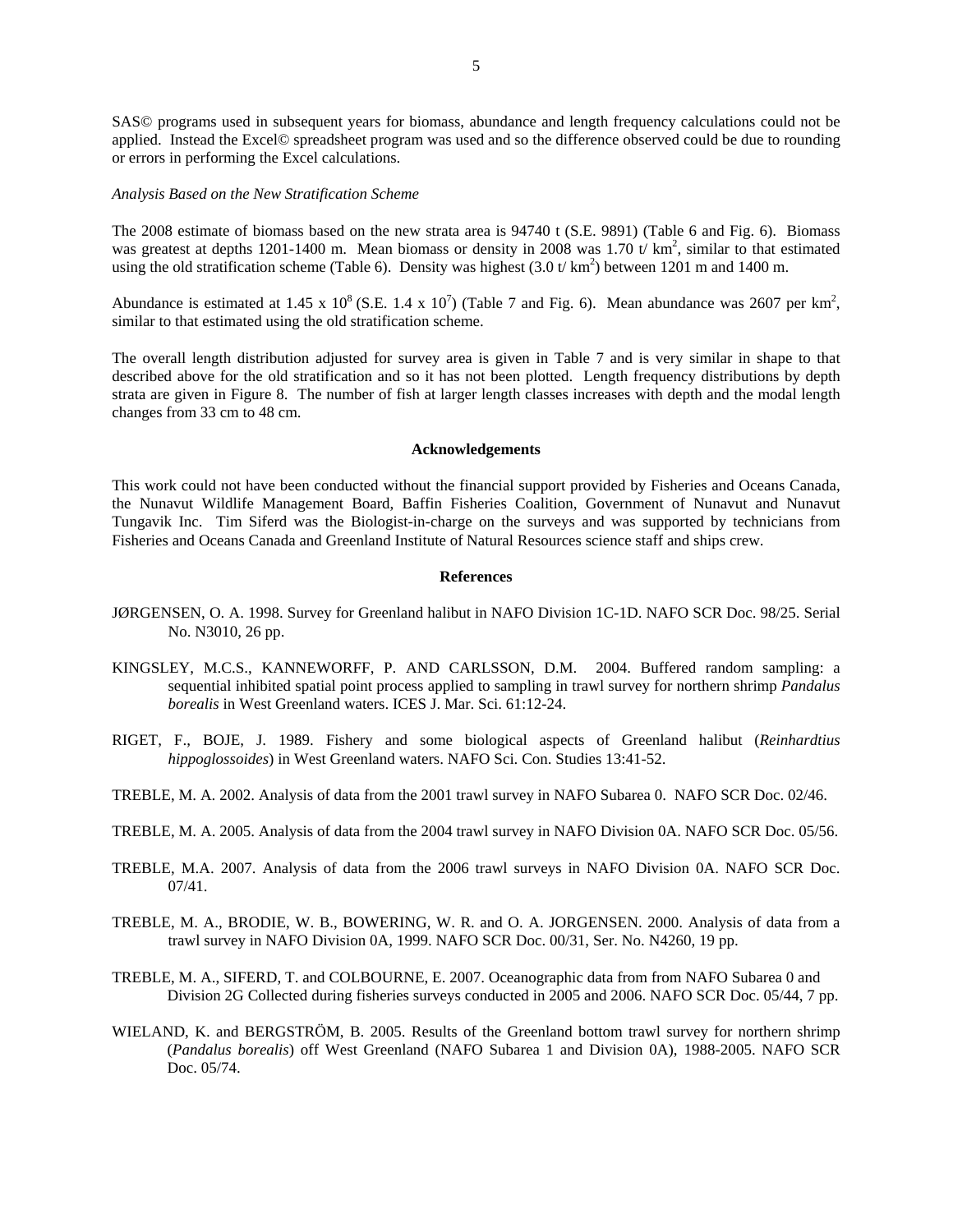SAS© programs used in subsequent years for biomass, abundance and length frequency calculations could not be applied. Instead the Excel© spreadsheet program was used and so the difference observed could be due to rounding or errors in performing the Excel calculations.

*Analysis Based on the New Stratification Scheme*

The 2008 estimate of biomass based on the new strata area is 94740 t (S.E. 9891) (Table 6 and Fig. 6). Biomass was greatest at depths 1201-1400 m. Mean biomass or density in 2008 was 1.70 t/ $km^2$, similar to that estimated using the old stratification scheme (Table 6). Density was highest (3.0 t/ $km^2$) between 1201 m and 1400 m.

Abundance is estimated at $1.45 \times 10^8$ (S.E. $1.4 \times 10^7$) (Table 7 and Fig. 6). Mean abundance was 2607 per $km^2$, similar to that estimated using the old stratification scheme.

The overall length distribution adjusted for survey area is given in Table 7 and is very similar in shape to that described above for the old stratification and so it has not been plotted. Length frequency distributions by depth strata are given in Figure 8. The number of fish at larger length classes increases with depth and the modal length changes from 33 cm to 48 cm.

## Acknowledgements

This work could not have been conducted without the financial support provided by Fisheries and Oceans Canada, the Nunavut Wildlife Management Board, Baffin Fisheries Coalition, Government of Nunavut and Nunavut Tungavik Inc. Tim Siferd was the Biologist-in-charge on the surveys and was supported by technicians from Fisheries and Oceans Canada and Greenland Institute of Natural Resources science staff and ships crew.

## References

JØRGENSEN, O. A. 1998. Survey for Greenland halibut in NAFO Division 1C-1D. NAFO SCR Doc. 98/25. Serial No. N3010, 26 pp.

KINGSLEY, M.C.S., KANNEWORFF, P. AND CARLSSON, D.M. 2004. Buffered random sampling: a sequential inhibited spatial point process applied to sampling in trawl survey for northern shrimp *Pandalus borealis* in West Greenland waters. ICES J. Mar. Sci. 61:12-24.

RIGET, F., BOJE, J. 1989. Fishery and some biological aspects of Greenland halibut (*Reinhardtius hippoglossoides*) in West Greenland waters. NAFO Sci. Con. Studies 13:41-52.

TREBLE, M. A. 2002. Analysis of data from the 2001 trawl survey in NAFO Subarea 0. NAFO SCR Doc. 02/46.

TREBLE, M. A. 2005. Analysis of data from the 2004 trawl survey in NAFO Division 0A. NAFO SCR Doc. 05/56.

TREBLE, M.A. 2007. Analysis of data from the 2006 trawl surveys in NAFO Division 0A. NAFO SCR Doc. 07/41.

TREBLE, M. A., BRODIE, W. B., BOWERING, W. R. and O. A. JORGENSEN. 2000. Analysis of data from a trawl survey in NAFO Division 0A, 1999. NAFO SCR Doc. 00/31, Ser. No. N4260, 19 pp.

TREBLE, M. A., SIFERD, T. and COLBOURNE, E. 2007. Oceanographic data from from NAFO Subarea 0 and Division 2G Collected during fisheries surveys conducted in 2005 and 2006. NAFO SCR Doc. 05/44, 7 pp.

WIELAND, K. and BERGSTRÖM, B. 2005. Results of the Greenland bottom trawl survey for northern shrimp (*Pandalus borealis*) off West Greenland (NAFO Subarea 1 and Division 0A), 1988-2005. NAFO SCR Doc. 05/74.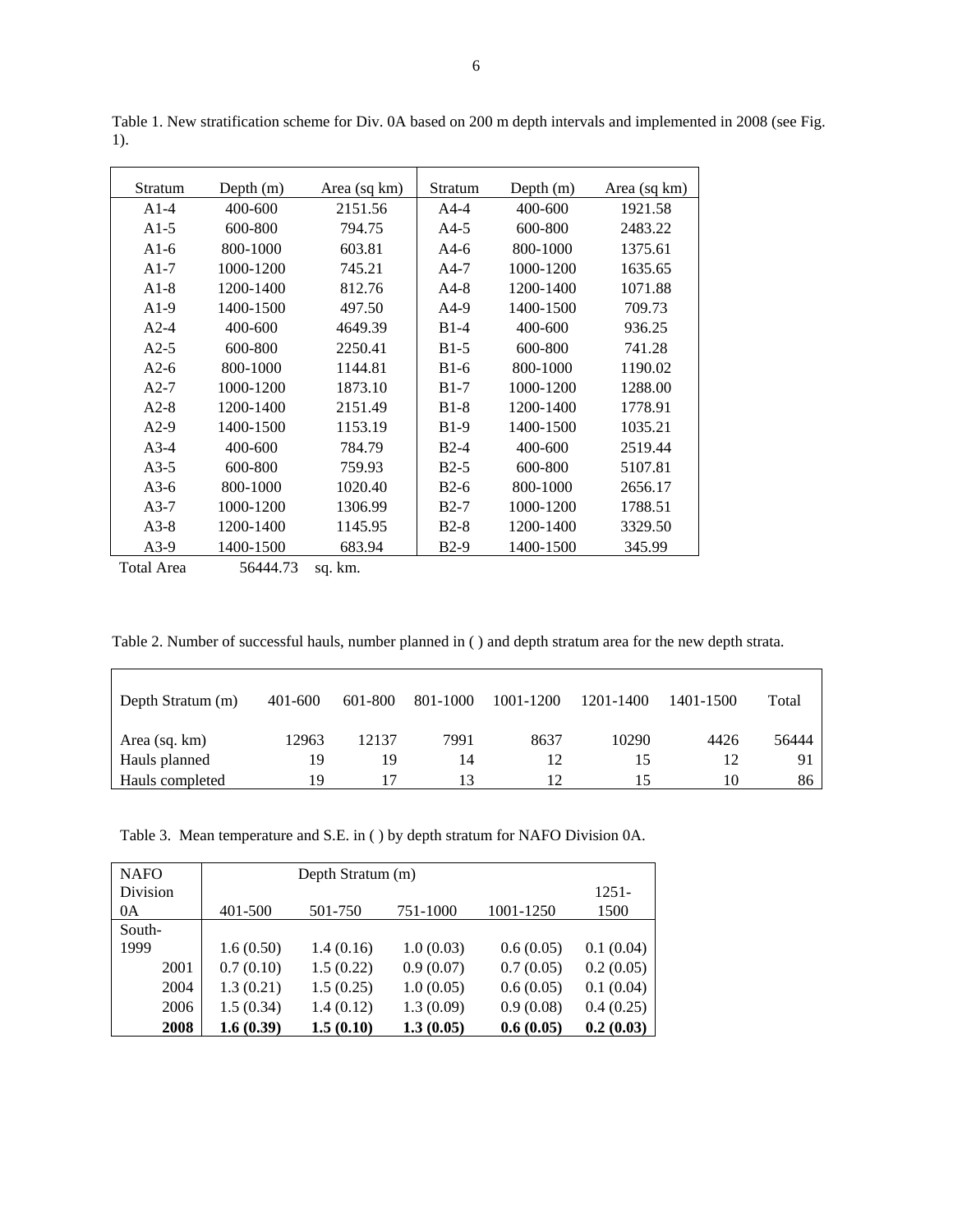Table 1. New stratification scheme for Div. 0A based on 200 m depth intervals and implemented in 2008 (see Fig. 1).

| Stratum | Depth (m) | Area (sq km) | Stratum | Depth (m) | Area (sq km) |
|---|---|---|---|---|---|
| A1-4 | 400-600 | 2151.56 | A4-4 | 400-600 | 1921.58 |
| A1-5 | 600-800 | 794.75 | A4-5 | 600-800 | 2483.22 |
| A1-6 | 800-1000 | 603.81 | A4-6 | 800-1000 | 1375.61 |
| A1-7 | 1000-1200 | 745.21 | A4-7 | 1000-1200 | 1635.65 |
| A1-8 | 1200-1400 | 812.76 | A4-8 | 1200-1400 | 1071.88 |
| A1-9 | 1400-1500 | 497.50 | A4-9 | 1400-1500 | 709.73 |
| A2-4 | 400-600 | 4649.39 | B1-4 | 400-600 | 936.25 |
| A2-5 | 600-800 | 2250.41 | B1-5 | 600-800 | 741.28 |
| A2-6 | 800-1000 | 1144.81 | B1-6 | 800-1000 | 1190.02 |
| A2-7 | 1000-1200 | 1873.10 | B1-7 | 1000-1200 | 1288.00 |
| A2-8 | 1200-1400 | 2151.49 | B1-8 | 1200-1400 | 1778.91 |
| A2-9 | 1400-1500 | 1153.19 | B1-9 | 1400-1500 | 1035.21 |
| A3-4 | 400-600 | 784.79 | B2-4 | 400-600 | 2519.44 |
| A3-5 | 600-800 | 759.93 | B2-5 | 600-800 | 5107.81 |
| A3-6 | 800-1000 | 1020.40 | B2-6 | 800-1000 | 2656.17 |
| A3-7 | 1000-1200 | 1306.99 | B2-7 | 1000-1200 | 1788.51 |
| A3-8 | 1200-1400 | 1145.95 | B2-8 | 1200-1400 | 3329.50 |
| A3-9 | 1400-1500 | 683.94 | B2-9 | 1400-1500 | 345.99 |

Total Area 56444.73 sq. km.

Table 2. Number of successful hauls, number planned in ( ) and depth stratum area for the new depth strata.

| Depth Stratum (m) | 401-600 | 601-800 | 801-1000 | 1001-1200 | 1201-1400 | 1401-1500 | Total |
|---|---|---|---|---|---|---|---|
| Area (sq. km) | 12963 | 12137 | 7991 | 8637 | 10290 | 4426 | 56444 |
| Hauls planned | 19 | 19 | 14 | 12 | 15 | 12 | 91 |
| Hauls completed | 19 | 17 | 13 | 12 | 15 | 10 | 86 |

Table 3. Mean temperature and S.E. in ( ) by depth stratum for NAFO Division 0A.

| NAFO Division 0A | Depth Stratum (m) | | | | |
|---|---|---|---|---|---|
| | 401-500 | 501-750 | 751-1000 | 1001-1250 | 1251-1500 |
| South-1999 | 1.6 (0.50) | 1.4 (0.16) | 1.0 (0.03) | 0.6 (0.05) | 0.1 (0.04) |
| 2001 | 0.7 (0.10) | 1.5 (0.22) | 0.9 (0.07) | 0.7 (0.05) | 0.2 (0.05) |
| 2004 | 1.3 (0.21) | 1.5 (0.25) | 1.0 (0.05) | 0.6 (0.05) | 0.1 (0.04) |
| 2006 | 1.5 (0.34) | 1.4 (0.12) | 1.3 (0.09) | 0.9 (0.08) | 0.4 (0.25) |
| **2008** | **1.6 (0.39)** | **1.5 (0.10)** | **1.3 (0.05)** | **0.6 (0.05)** | **0.2 (0.03)** |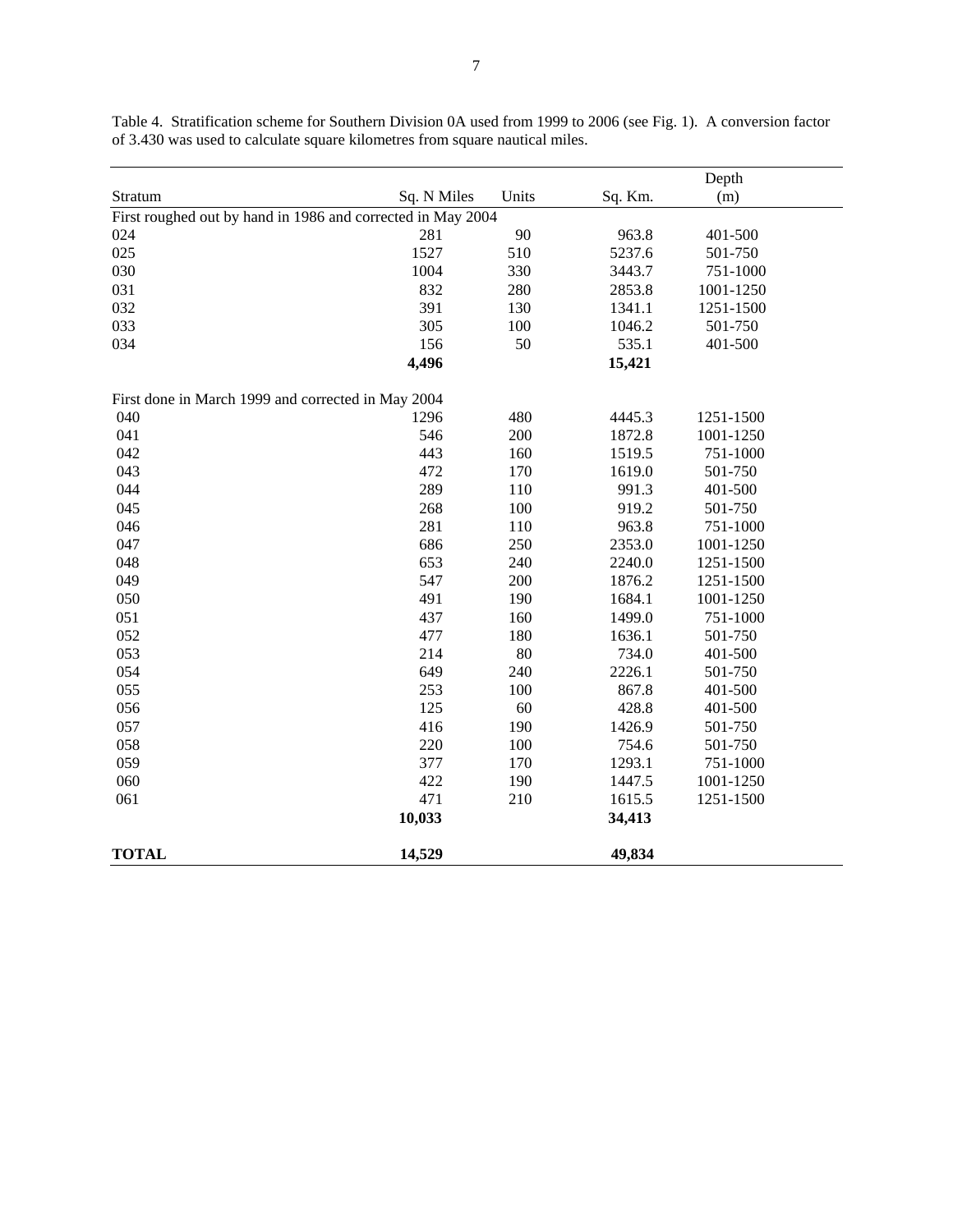Table 4. Stratification scheme for Southern Division 0A used from 1999 to 2006 (see Fig. 1). A conversion factor of 3.430 was used to calculate square kilometres from square nautical miles.

| Stratum | Sq. N Miles | Units | Sq. Km. | Depth (m) |
|---|---|---|---|---|
| First roughed out by hand in 1986 and corrected in May 2004 | | | | |
| 024 | 281 | 90 | 963.8 | 401-500 |
| 025 | 1527 | 510 | 5237.6 | 501-750 |
| 030 | 1004 | 330 | 3443.7 | 751-1000 |
| 031 | 832 | 280 | 2853.8 | 1001-1250 |
| 032 | 391 | 130 | 1341.1 | 1251-1500 |
| 033 | 305 | 100 | 1046.2 | 501-750 |
| 034 | 156 | 50 | 535.1 | 401-500 |
| | **4,496** | | **15,421** | |
| First done in March 1999 and corrected in May 2004 | | | | |
| 040 | 1296 | 480 | 4445.3 | 1251-1500 |
| 041 | 546 | 200 | 1872.8 | 1001-1250 |
| 042 | 443 | 160 | 1519.5 | 751-1000 |
| 043 | 472 | 170 | 1619.0 | 501-750 |
| 044 | 289 | 110 | 991.3 | 401-500 |
| 045 | 268 | 100 | 919.2 | 501-750 |
| 046 | 281 | 110 | 963.8 | 751-1000 |
| 047 | 686 | 250 | 2353.0 | 1001-1250 |
| 048 | 653 | 240 | 2240.0 | 1251-1500 |
| 049 | 547 | 200 | 1876.2 | 1251-1500 |
| 050 | 491 | 190 | 1684.1 | 1001-1250 |
| 051 | 437 | 160 | 1499.0 | 751-1000 |
| 052 | 477 | 180 | 1636.1 | 501-750 |
| 053 | 214 | 80 | 734.0 | 401-500 |
| 054 | 649 | 240 | 2226.1 | 501-750 |
| 055 | 253 | 100 | 867.8 | 401-500 |
| 056 | 125 | 60 | 428.8 | 401-500 |
| 057 | 416 | 190 | 1426.9 | 501-750 |
| 058 | 220 | 100 | 754.6 | 501-750 |
| 059 | 377 | 170 | 1293.1 | 751-1000 |
| 060 | 422 | 190 | 1447.5 | 1001-1250 |
| 061 | 471 | 210 | 1615.5 | 1251-1500 |
| | **10,033** | | **34,413** | |
| **TOTAL** | **14,529** | | **49,834** | |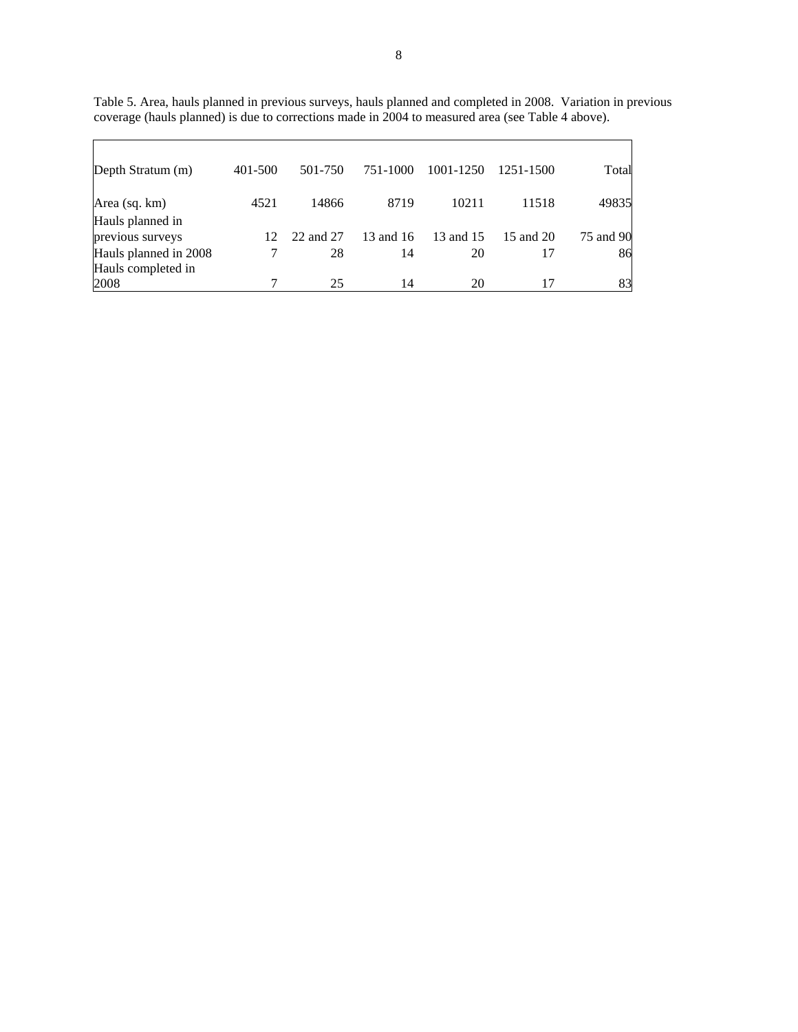Table 5. Area, hauls planned in previous surveys, hauls planned and completed in 2008. Variation in previous coverage (hauls planned) is due to corrections made in 2004 to measured area (see Table 4 above).

| Depth Stratum (m) | 401-500 | 501-750 | 751-1000 | 1001-1250 | 1251-1500 | Total |
|---|---|---|---|---|---|---|
| Area (sq. km) | 4521 | 14866 | 8719 | 10211 | 11518 | 49835 |
| Hauls planned in previous surveys | 12 | 22 and 27 | 13 and 16 | 13 and 15 | 15 and 20 | 75 and 90 |
| Hauls planned in 2008 | 7 | 28 | 14 | 20 | 17 | 86 |
| Hauls completed in 2008 | 7 | 25 | 14 | 20 | 17 | 83 |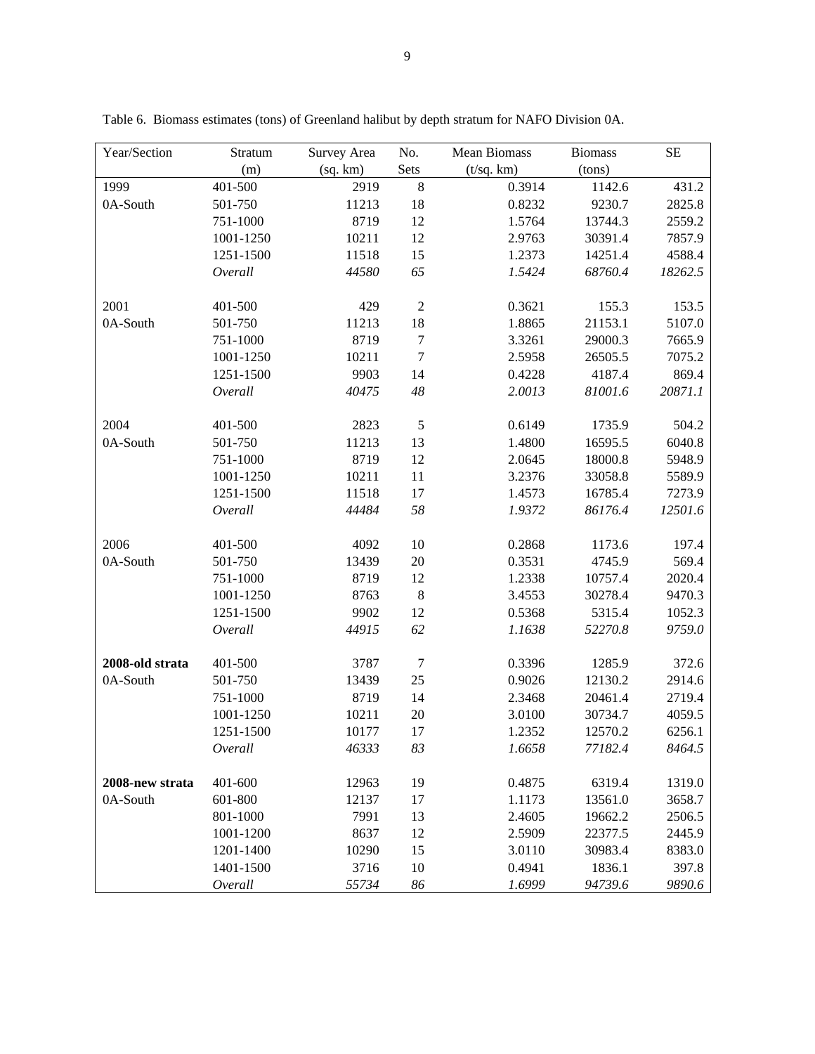Table 6. Biomass estimates (tons) of Greenland halibut by depth stratum for NAFO Division 0A.

| Year/Section | Stratum (m) | Survey Area (sq. km) | No. Sets | Mean Biomass (t/sq. km) | Biomass (tons) | SE |
|---|---|---|---|---|---|---|
| 1999 | 401-500 | 2919 | 8 | 0.3914 | 1142.6 | 431.2 |
| 0A-South | 501-750 | 11213 | 18 | 0.8232 | 9230.7 | 2825.8 |
| | 751-1000 | 8719 | 12 | 1.5764 | 13744.3 | 2559.2 |
| | 1001-1250 | 10211 | 12 | 2.9763 | 30391.4 | 7857.9 |
| | 1251-1500 | 11518 | 15 | 1.2373 | 14251.4 | 4588.4 |
| | *Overall* | *44580* | *65* | *1.5424* | *68760.4* | *18262.5* |
| | | | | | | |
| 2001 | 401-500 | 429 | 2 | 0.3621 | 155.3 | 153.5 |
| 0A-South | 501-750 | 11213 | 18 | 1.8865 | 21153.1 | 5107.0 |
| | 751-1000 | 8719 | 7 | 3.3261 | 29000.3 | 7665.9 |
| | 1001-1250 | 10211 | 7 | 2.5958 | 26505.5 | 7075.2 |
| | 1251-1500 | 9903 | 14 | 0.4228 | 4187.4 | 869.4 |
| | *Overall* | *40475* | *48* | *2.0013* | *81001.6* | *20871.1* |
| | | | | | | |
| 2004 | 401-500 | 2823 | 5 | 0.6149 | 1735.9 | 504.2 |
| 0A-South | 501-750 | 11213 | 13 | 1.4800 | 16595.5 | 6040.8 |
| | 751-1000 | 8719 | 12 | 2.0645 | 18000.8 | 5948.9 |
| | 1001-1250 | 10211 | 11 | 3.2376 | 33058.8 | 5589.9 |
| | 1251-1500 | 11518 | 17 | 1.4573 | 16785.4 | 7273.9 |
| | *Overall* | *44484* | *58* | *1.9372* | *86176.4* | *12501.6* |
| | | | | | | |
| 2006 | 401-500 | 4092 | 10 | 0.2868 | 1173.6 | 197.4 |
| 0A-South | 501-750 | 13439 | 20 | 0.3531 | 4745.9 | 569.4 |
| | 751-1000 | 8719 | 12 | 1.2338 | 10757.4 | 2020.4 |
| | 1001-1250 | 8763 | 8 | 3.4553 | 30278.4 | 9470.3 |
| | 1251-1500 | 9902 | 12 | 0.5368 | 5315.4 | 1052.3 |
| | *Overall* | *44915* | *62* | *1.1638* | *52270.8* | *9759.0* |
| | | | | | | |
| **2008-old strata** | 401-500 | 3787 | 7 | 0.3396 | 1285.9 | 372.6 |
| 0A-South | 501-750 | 13439 | 25 | 0.9026 | 12130.2 | 2914.6 |
| | 751-1000 | 8719 | 14 | 2.3468 | 20461.4 | 2719.4 |
| | 1001-1250 | 10211 | 20 | 3.0100 | 30734.7 | 4059.5 |
| | 1251-1500 | 10177 | 17 | 1.2352 | 12570.2 | 6256.1 |
| | *Overall* | *46333* | *83* | *1.6658* | *77182.4* | *8464.5* |
| | | | | | | |
| **2008-new strata** | 401-600 | 12963 | 19 | 0.4875 | 6319.4 | 1319.0 |
| 0A-South | 601-800 | 12137 | 17 | 1.1173 | 13561.0 | 3658.7 |
| | 801-1000 | 7991 | 13 | 2.4605 | 19662.2 | 2506.5 |
| | 1001-1200 | 8637 | 12 | 2.5909 | 22377.5 | 2445.9 |
| | 1201-1400 | 10290 | 15 | 3.0110 | 30983.4 | 8383.0 |
| | 1401-1500 | 3716 | 10 | 0.4941 | 1836.1 | 397.8 |
| | *Overall* | *55734* | *86* | *1.6999* | *94739.6* | *9890.6* |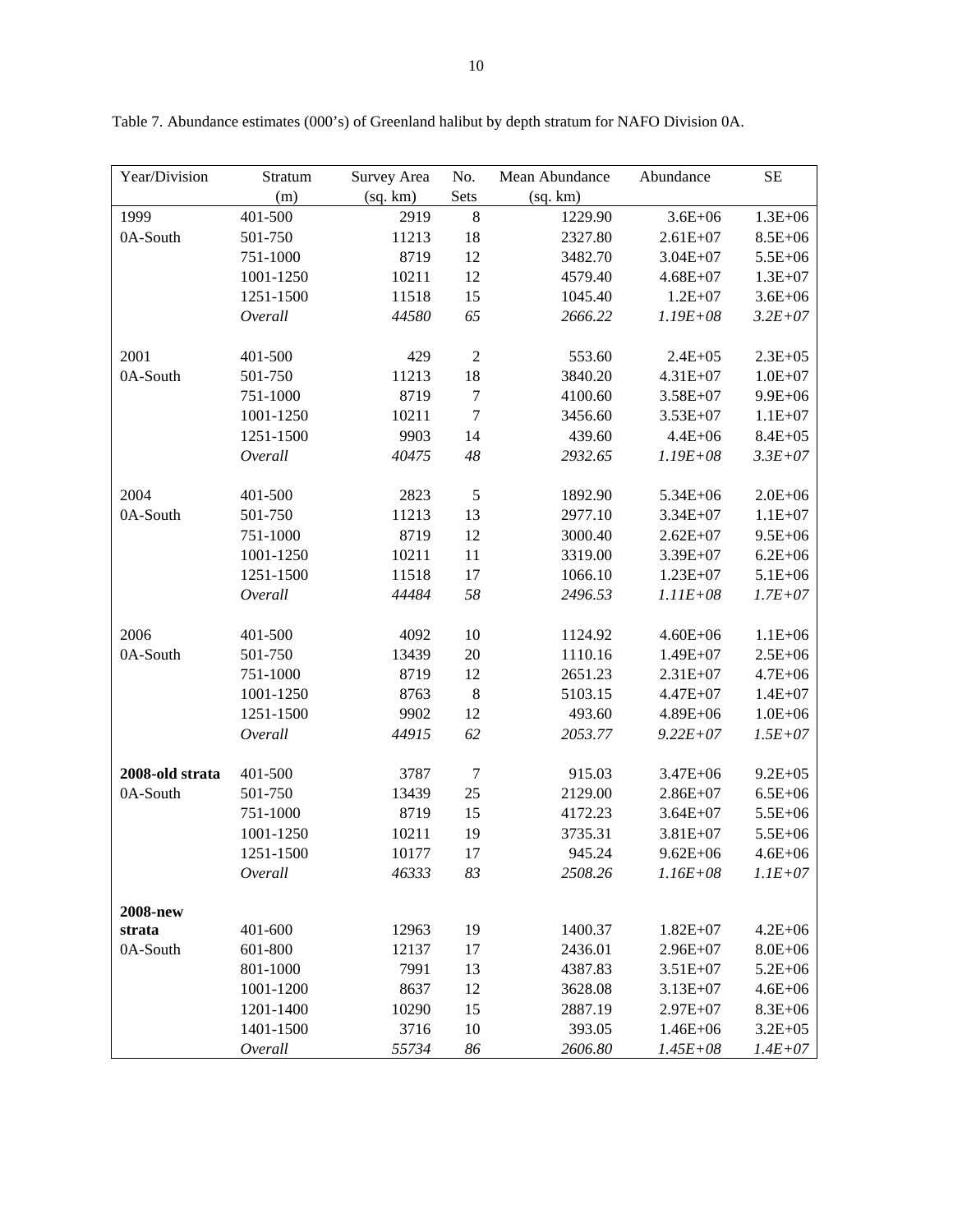Table 7. Abundance estimates (000's) of Greenland halibut by depth stratum for NAFO Division 0A.

| Year/Division | Stratum (m) | Survey Area (sq. km) | No. Sets | Mean Abundance (sq. km) | Abundance | SE |
|---|---|---|---|---|---|---|
| 1999 | 401-500 | 2919 | 8 | 1229.90 | 3.6E+06 | 1.3E+06 |
| 0A-South | 501-750 | 11213 | 18 | 2327.80 | 2.61E+07 | 8.5E+06 |
| | 751-1000 | 8719 | 12 | 3482.70 | 3.04E+07 | 5.5E+06 |
| | 1001-1250 | 10211 | 12 | 4579.40 | 4.68E+07 | 1.3E+07 |
| | 1251-1500 | 11518 | 15 | 1045.40 | 1.2E+07 | 3.6E+06 |
| | *Overall* | *44580* | *65* | *2666.22* | *1.19E+08* | *3.2E+07* |
| 2001 | 401-500 | 429 | 2 | 553.60 | 2.4E+05 | 2.3E+05 |
| 0A-South | 501-750 | 11213 | 18 | 3840.20 | 4.31E+07 | 1.0E+07 |
| | 751-1000 | 8719 | 7 | 4100.60 | 3.58E+07 | 9.9E+06 |
| | 1001-1250 | 10211 | 7 | 3456.60 | 3.53E+07 | 1.1E+07 |
| | 1251-1500 | 9903 | 14 | 439.60 | 4.4E+06 | 8.4E+05 |
| | *Overall* | *40475* | *48* | *2932.65* | *1.19E+08* | *3.3E+07* |
| 2004 | 401-500 | 2823 | 5 | 1892.90 | 5.34E+06 | 2.0E+06 |
| 0A-South | 501-750 | 11213 | 13 | 2977.10 | 3.34E+07 | 1.1E+07 |
| | 751-1000 | 8719 | 12 | 3000.40 | 2.62E+07 | 9.5E+06 |
| | 1001-1250 | 10211 | 11 | 3319.00 | 3.39E+07 | 6.2E+06 |
| | 1251-1500 | 11518 | 17 | 1066.10 | 1.23E+07 | 5.1E+06 |
| | *Overall* | *44484* | *58* | *2496.53* | *1.11E+08* | *1.7E+07* |
| 2006 | 401-500 | 4092 | 10 | 1124.92 | 4.60E+06 | 1.1E+06 |
| 0A-South | 501-750 | 13439 | 20 | 1110.16 | 1.49E+07 | 2.5E+06 |
| | 751-1000 | 8719 | 12 | 2651.23 | 2.31E+07 | 4.7E+06 |
| | 1001-1250 | 8763 | 8 | 5103.15 | 4.47E+07 | 1.4E+07 |
| | 1251-1500 | 9902 | 12 | 493.60 | 4.89E+06 | 1.0E+06 |
| | *Overall* | *44915* | *62* | *2053.77* | *9.22E+07* | *1.5E+07* |
| **2008-old strata** | 401-500 | 3787 | 7 | 915.03 | 3.47E+06 | 9.2E+05 |
| 0A-South | 501-750 | 13439 | 25 | 2129.00 | 2.86E+07 | 6.5E+06 |
| | 751-1000 | 8719 | 15 | 4172.23 | 3.64E+07 | 5.5E+06 |
| | 1001-1250 | 10211 | 19 | 3735.31 | 3.81E+07 | 5.5E+06 |
| | 1251-1500 | 10177 | 17 | 945.24 | 9.62E+06 | 4.6E+06 |
| | *Overall* | *46333* | *83* | *2508.26* | *1.16E+08* | *1.1E+07* |
| **2008-new strata** | 401-600 | 12963 | 19 | 1400.37 | 1.82E+07 | 4.2E+06 |
| 0A-South | 601-800 | 12137 | 17 | 2436.01 | 2.96E+07 | 8.0E+06 |
| | 801-1000 | 7991 | 13 | 4387.83 | 3.51E+07 | 5.2E+06 |
| | 1001-1200 | 8637 | 12 | 3628.08 | 3.13E+07 | 4.6E+06 |
| | 1201-1400 | 10290 | 15 | 2887.19 | 2.97E+07 | 8.3E+06 |
| | 1401-1500 | 3716 | 10 | 393.05 | 1.46E+06 | 3.2E+05 |
| | *Overall* | *55734* | *86* | *2606.80* | *1.45E+08* | *1.4E+07* |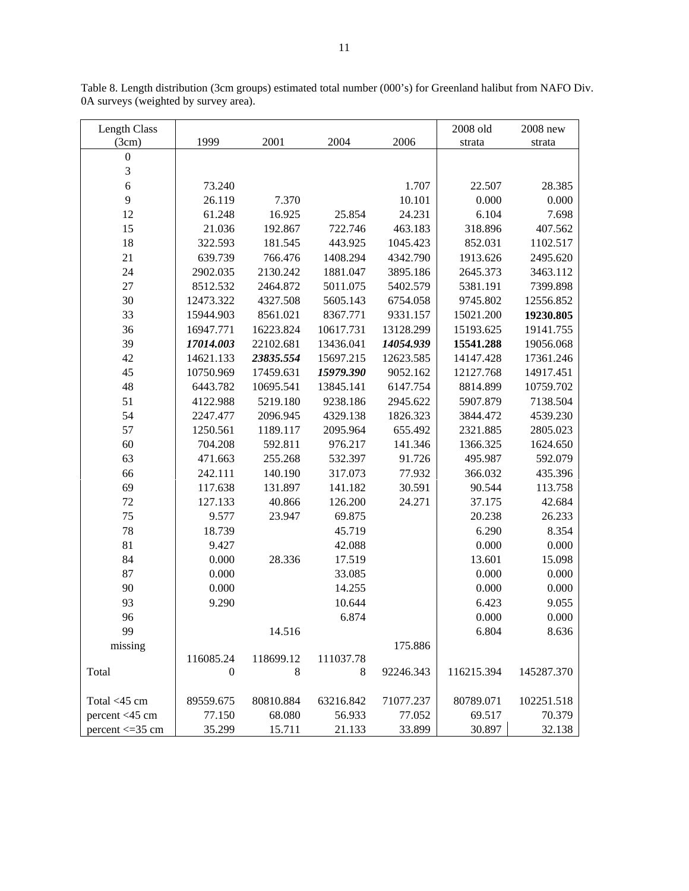Table 8. Length distribution (3cm groups) estimated total number (000's) for Greenland halibut from NAFO Div. 0A surveys (weighted by survey area).

| Length Class (3cm) | 1999 | 2001 | 2004 | 2006 | 2008 old strata | 2008 new strata |
|---|---|---|---|---|---|---|
| 0 | | | | | | |
| 3 | | | | | | |
| 6 | 73.240 | | | 1.707 | 22.507 | 28.385 |
| 9 | 26.119 | 7.370 | | 10.101 | 0.000 | 0.000 |
| 12 | 61.248 | 16.925 | 25.854 | 24.231 | 6.104 | 7.698 |
| 15 | 21.036 | 192.867 | 722.746 | 463.183 | 318.896 | 407.562 |
| 18 | 322.593 | 181.545 | 443.925 | 1045.423 | 852.031 | 1102.517 |
| 21 | 639.739 | 766.476 | 1408.294 | 4342.790 | 1913.626 | 2495.620 |
| 24 | 2902.035 | 2130.242 | 1881.047 | 3895.186 | 2645.373 | 3463.112 |
| 27 | 8512.532 | 2464.872 | 5011.075 | 5402.579 | 5381.191 | 7399.898 |
| 30 | 12473.322 | 4327.508 | 5605.143 | 6754.058 | 9745.802 | 12556.852 |
| 33 | 15944.903 | 8561.021 | 8367.771 | 9331.157 | 15021.200 | **19230.805** |
| 36 | 16947.771 | 16223.824 | 10617.731 | 13128.299 | 15193.625 | 19141.755 |
| 39 | ***17014.003*** | 22102.681 | 13436.041 | ***14054.939*** | **15541.288** | 19056.068 |
| 42 | 14621.133 | ***23835.554*** | 15697.215 | 12623.585 | 14147.428 | 17361.246 |
| 45 | 10750.969 | 17459.631 | ***15979.390*** | 9052.162 | 12127.768 | 14917.451 |
| 48 | 6443.782 | 10695.541 | 13845.141 | 6147.754 | 8814.899 | 10759.702 |
| 51 | 4122.988 | 5219.180 | 9238.186 | 2945.622 | 5907.879 | 7138.504 |
| 54 | 2247.477 | 2096.945 | 4329.138 | 1826.323 | 3844.472 | 4539.230 |
| 57 | 1250.561 | 1189.117 | 2095.964 | 655.492 | 2321.885 | 2805.023 |
| 60 | 704.208 | 592.811 | 976.217 | 141.346 | 1366.325 | 1624.650 |
| 63 | 471.663 | 255.268 | 532.397 | 91.726 | 495.987 | 592.079 |
| 66 | 242.111 | 140.190 | 317.073 | 77.932 | 366.032 | 435.396 |
| 69 | 117.638 | 131.897 | 141.182 | 30.591 | 90.544 | 113.758 |
| 72 | 127.133 | 40.866 | 126.200 | 24.271 | 37.175 | 42.684 |
| 75 | 9.577 | 23.947 | 69.875 | | 20.238 | 26.233 |
| 78 | 18.739 | | 45.719 | | 6.290 | 8.354 |
| 81 | 9.427 | | 42.088 | | 0.000 | 0.000 |
| 84 | 0.000 | 28.336 | 17.519 | | 13.601 | 15.098 |
| 87 | 0.000 | | 33.085 | | 0.000 | 0.000 |
| 90 | 0.000 | | 14.255 | | 0.000 | 0.000 |
| 93 | 9.290 | | 10.644 | | 6.423 | 9.055 |
| 96 | | | 6.874 | | 0.000 | 0.000 |
| 99 | | 14.516 | | | 6.804 | 8.636 |
| missing | | | | 175.886 | | |
| Total | 116085.240 | 118699.128 | 111037.788 | 92246.343 | 116215.394 | 145287.370 |
| Total <45 cm | 89559.675 | 80810.884 | 63216.842 | 71077.237 | 80789.071 | 102251.518 |
| percent <45 cm | 77.150 | 68.080 | 56.933 | 77.052 | 69.517 | 70.379 |
| percent <=35 cm | 35.299 | 15.711 | 21.133 | 33.899 | 30.897 | 32.138 |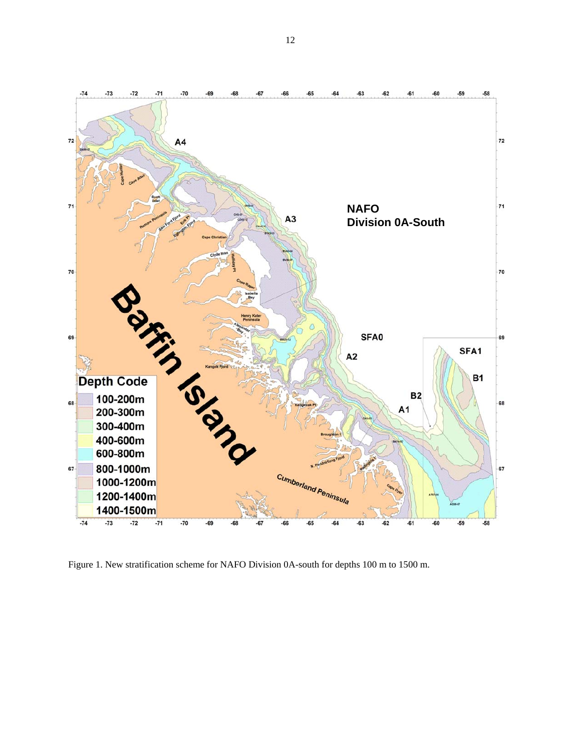Figure 1. New stratification scheme for NAFO Division 0A-south for depths 100 m to 1500 m.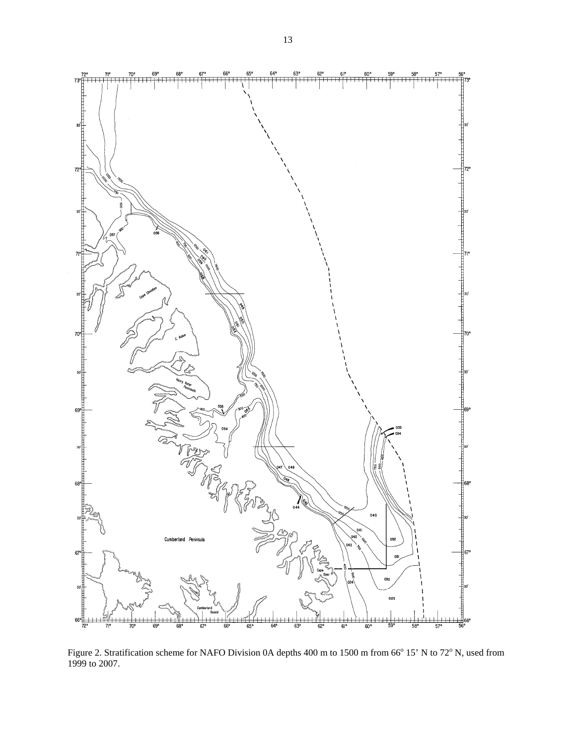Figure 2. Stratification scheme for NAFO Division 0A depths 400 m to 1500 m from 66° 15' N to 72° N, used from 1999 to 2007.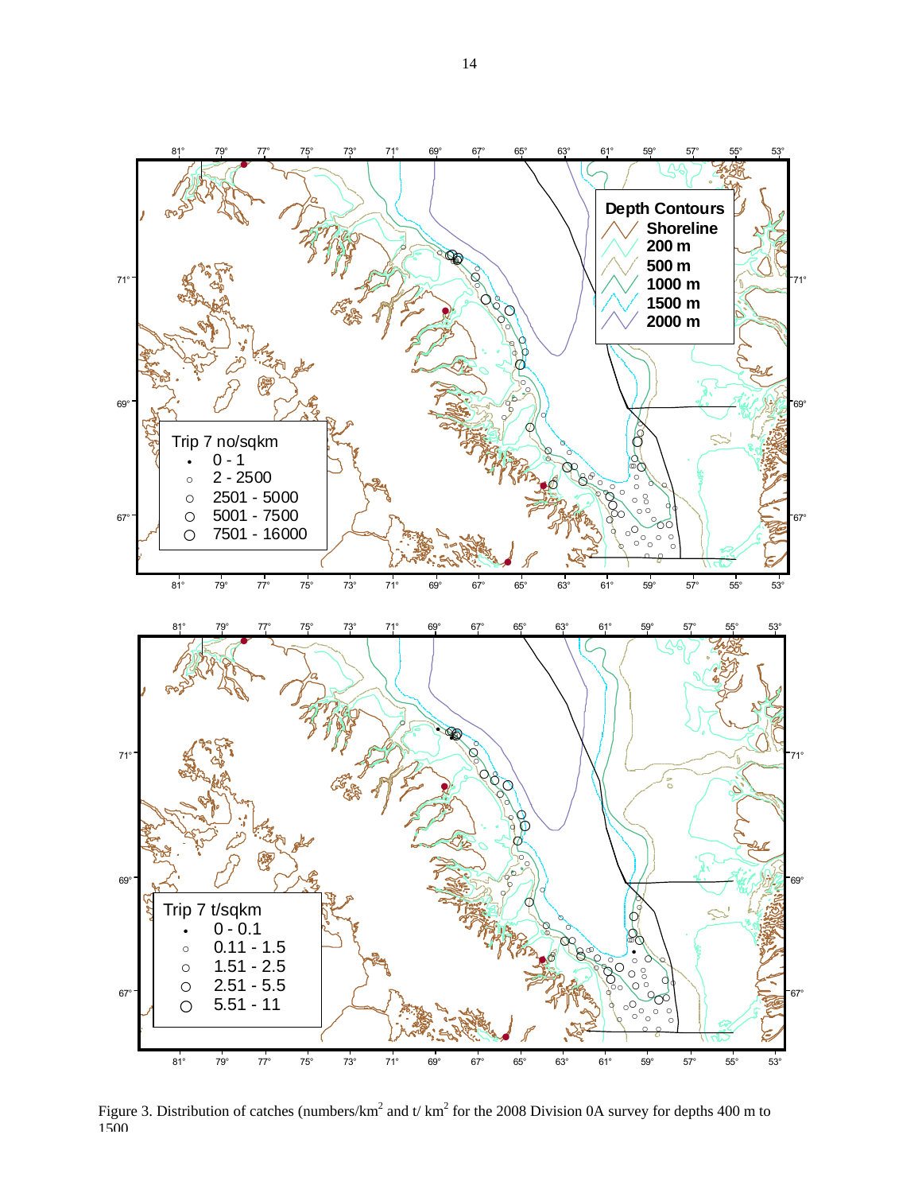Figure 3. Distribution of catches (numbers/km$^2$ and t/ km$^2$ for the 2008 Division 0A survey for depths 400 m to 1500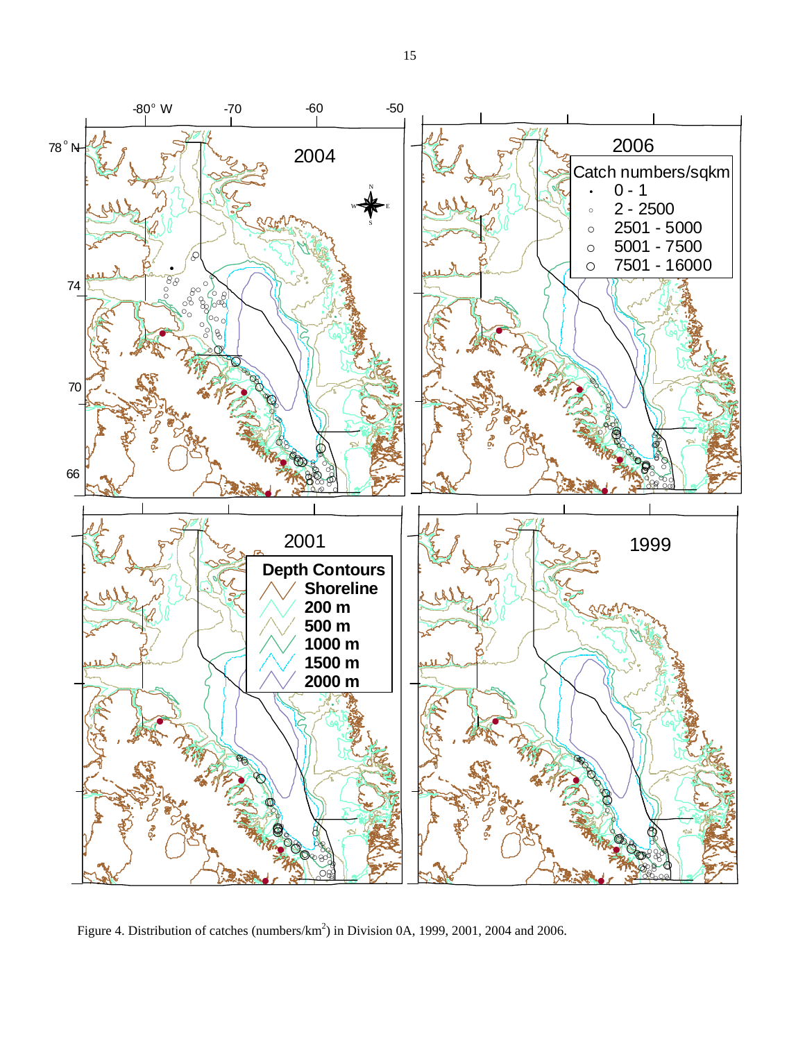Figure 4. Distribution of catches (numbers/km$^2$) in Division 0A, 1999, 2001, 2004 and 2006.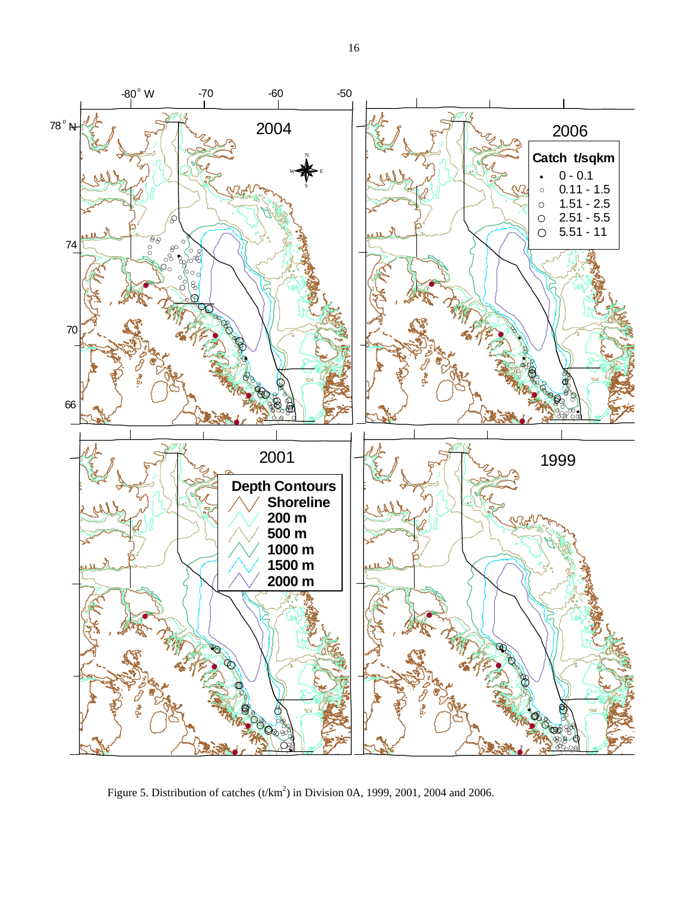Figure 5. Distribution of catches (t/km$^2$) in Division 0A, 1999, 2001, 2004 and 2006.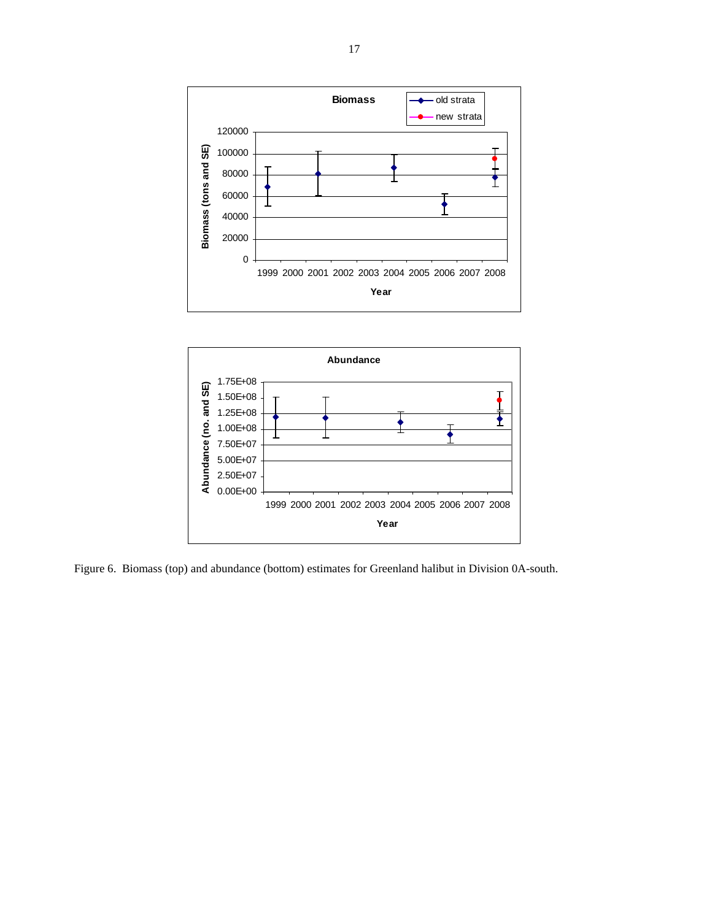Figure 6. Biomass (top) and abundance (bottom) estimates for Greenland halibut in Division 0A-south.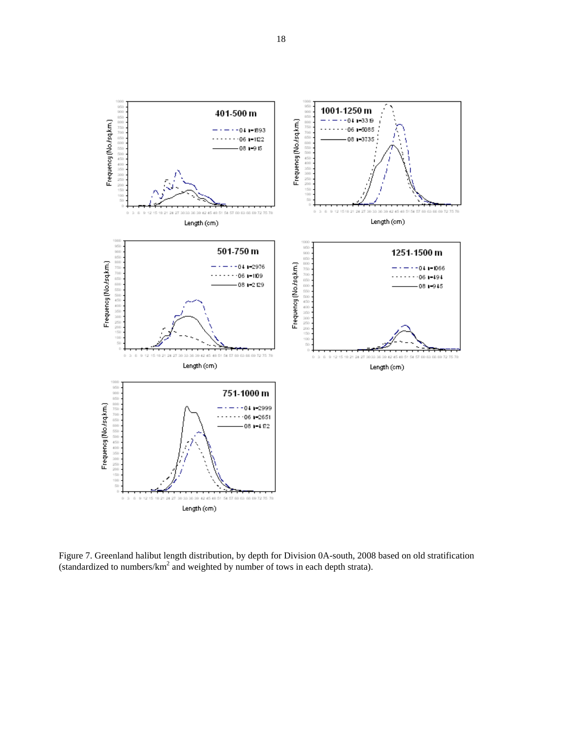Figure 7. Greenland halibut length distribution, by depth for Division 0A-south, 2008 based on old stratification (standardized to numbers/km$^2$ and weighted by number of tows in each depth strata).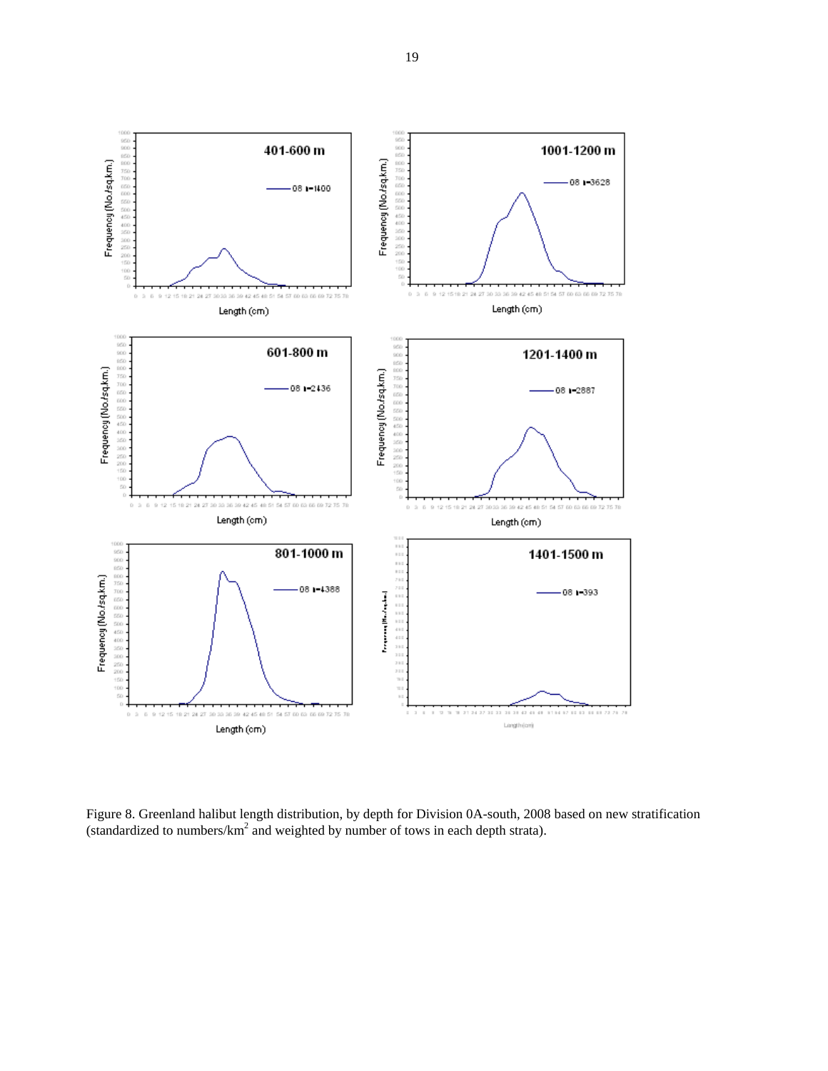Figure 8. Greenland halibut length distribution, by depth for Division 0A-south, 2008 based on new stratification (standardized to numbers/km$^2$ and weighted by number of tows in each depth strata).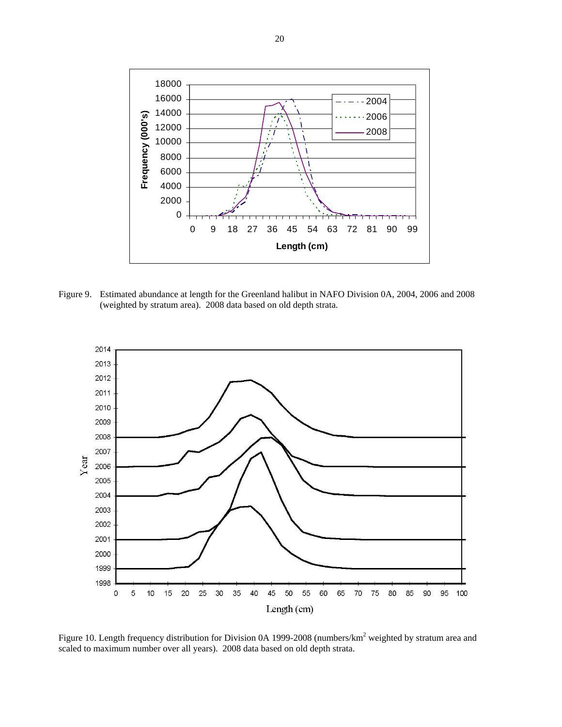Figure 9. Estimated abundance at length for the Greenland halibut in NAFO Division 0A, 2004, 2006 and 2008 (weighted by stratum area). 2008 data based on old depth strata.

Figure 10. Length frequency distribution for Division 0A 1999-2008 (numbers/km$^2$ weighted by stratum area and scaled to maximum number over all years). 2008 data based on old depth strata.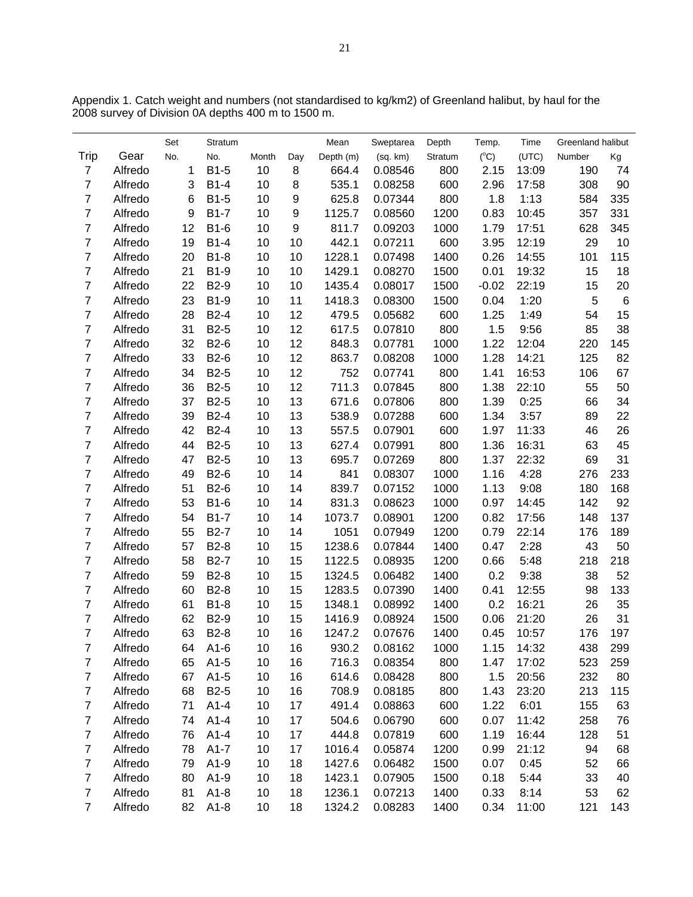Appendix 1. Catch weight and numbers (not standardised to kg/km2) of Greenland halibut, by haul for the 2008 survey of Division 0A depths 400 m to 1500 m.

| Trip | Gear | Set No. | Stratum No. | Month | Day | Mean Depth (m) | Sweptarea (sq. km) | Depth Stratum | Temp. (°C) | Time (UTC) | Greenland halibut Number | Kg |
|---|---|---|---|---|---|---|---|---|---|---|---|---|
| 7 | Alfredo | 1 | B1-5 | 10 | 8 | 664.4 | 0.08546 | 800 | 2.15 | 13:09 | 190 | 74 |
| 7 | Alfredo | 3 | B1-4 | 10 | 8 | 535.1 | 0.08258 | 600 | 2.96 | 17:58 | 308 | 90 |
| 7 | Alfredo | 6 | B1-5 | 10 | 9 | 625.8 | 0.07344 | 800 | 1.8 | 1:13 | 584 | 335 |
| 7 | Alfredo | 9 | B1-7 | 10 | 9 | 1125.7 | 0.08560 | 1200 | 0.83 | 10:45 | 357 | 331 |
| 7 | Alfredo | 12 | B1-6 | 10 | 9 | 811.7 | 0.09203 | 1000 | 1.79 | 17:51 | 628 | 345 |
| 7 | Alfredo | 19 | B1-4 | 10 | 10 | 442.1 | 0.07211 | 600 | 3.95 | 12:19 | 29 | 10 |
| 7 | Alfredo | 20 | B1-8 | 10 | 10 | 1228.1 | 0.07498 | 1400 | 0.26 | 14:55 | 101 | 115 |
| 7 | Alfredo | 21 | B1-9 | 10 | 10 | 1429.1 | 0.08270 | 1500 | 0.01 | 19:32 | 15 | 18 |
| 7 | Alfredo | 22 | B2-9 | 10 | 10 | 1435.4 | 0.08017 | 1500 | -0.02 | 22:19 | 15 | 20 |
| 7 | Alfredo | 23 | B1-9 | 10 | 11 | 1418.3 | 0.08300 | 1500 | 0.04 | 1:20 | 5 | 6 |
| 7 | Alfredo | 28 | B2-4 | 10 | 12 | 479.5 | 0.05682 | 600 | 1.25 | 1:49 | 54 | 15 |
| 7 | Alfredo | 31 | B2-5 | 10 | 12 | 617.5 | 0.07810 | 800 | 1.5 | 9:56 | 85 | 38 |
| 7 | Alfredo | 32 | B2-6 | 10 | 12 | 848.3 | 0.07781 | 1000 | 1.22 | 12:04 | 220 | 145 |
| 7 | Alfredo | 33 | B2-6 | 10 | 12 | 863.7 | 0.08208 | 1000 | 1.28 | 14:21 | 125 | 82 |
| 7 | Alfredo | 34 | B2-5 | 10 | 12 | 752 | 0.07741 | 800 | 1.41 | 16:53 | 106 | 67 |
| 7 | Alfredo | 36 | B2-5 | 10 | 12 | 711.3 | 0.07845 | 800 | 1.38 | 22:10 | 55 | 50 |
| 7 | Alfredo | 37 | B2-5 | 10 | 13 | 671.6 | 0.07806 | 800 | 1.39 | 0:25 | 66 | 34 |
| 7 | Alfredo | 39 | B2-4 | 10 | 13 | 538.9 | 0.07288 | 600 | 1.34 | 3:57 | 89 | 22 |
| 7 | Alfredo | 42 | B2-4 | 10 | 13 | 557.5 | 0.07901 | 600 | 1.97 | 11:33 | 46 | 26 |
| 7 | Alfredo | 44 | B2-5 | 10 | 13 | 627.4 | 0.07991 | 800 | 1.36 | 16:31 | 63 | 45 |
| 7 | Alfredo | 47 | B2-5 | 10 | 13 | 695.7 | 0.07269 | 800 | 1.37 | 22:32 | 69 | 31 |
| 7 | Alfredo | 49 | B2-6 | 10 | 14 | 841 | 0.08307 | 1000 | 1.16 | 4:28 | 276 | 233 |
| 7 | Alfredo | 51 | B2-6 | 10 | 14 | 839.7 | 0.07152 | 1000 | 1.13 | 9:08 | 180 | 168 |
| 7 | Alfredo | 53 | B1-6 | 10 | 14 | 831.3 | 0.08623 | 1000 | 0.97 | 14:45 | 142 | 92 |
| 7 | Alfredo | 54 | B1-7 | 10 | 14 | 1073.7 | 0.08901 | 1200 | 0.82 | 17:56 | 148 | 137 |
| 7 | Alfredo | 55 | B2-7 | 10 | 14 | 1051 | 0.07949 | 1200 | 0.79 | 22:14 | 176 | 189 |
| 7 | Alfredo | 57 | B2-8 | 10 | 15 | 1238.6 | 0.07844 | 1400 | 0.47 | 2:28 | 43 | 50 |
| 7 | Alfredo | 58 | B2-7 | 10 | 15 | 1122.5 | 0.08935 | 1200 | 0.66 | 5:48 | 218 | 218 |
| 7 | Alfredo | 59 | B2-8 | 10 | 15 | 1324.5 | 0.06482 | 1400 | 0.2 | 9:38 | 38 | 52 |
| 7 | Alfredo | 60 | B2-8 | 10 | 15 | 1283.5 | 0.07390 | 1400 | 0.41 | 12:55 | 98 | 133 |
| 7 | Alfredo | 61 | B1-8 | 10 | 15 | 1348.1 | 0.08992 | 1400 | 0.2 | 16:21 | 26 | 35 |
| 7 | Alfredo | 62 | B2-9 | 10 | 15 | 1416.9 | 0.08924 | 1500 | 0.06 | 21:20 | 26 | 31 |
| 7 | Alfredo | 63 | B2-8 | 10 | 16 | 1247.2 | 0.07676 | 1400 | 0.45 | 10:57 | 176 | 197 |
| 7 | Alfredo | 64 | A1-6 | 10 | 16 | 930.2 | 0.08162 | 1000 | 1.15 | 14:32 | 438 | 299 |
| 7 | Alfredo | 65 | A1-5 | 10 | 16 | 716.3 | 0.08354 | 800 | 1.47 | 17:02 | 523 | 259 |
| 7 | Alfredo | 67 | A1-5 | 10 | 16 | 614.6 | 0.08428 | 800 | 1.5 | 20:56 | 232 | 80 |
| 7 | Alfredo | 68 | B2-5 | 10 | 16 | 708.9 | 0.08185 | 800 | 1.43 | 23:20 | 213 | 115 |
| 7 | Alfredo | 71 | A1-4 | 10 | 17 | 491.4 | 0.08863 | 600 | 1.22 | 6:01 | 155 | 63 |
| 7 | Alfredo | 74 | A1-4 | 10 | 17 | 504.6 | 0.06790 | 600 | 0.07 | 11:42 | 258 | 76 |
| 7 | Alfredo | 76 | A1-4 | 10 | 17 | 444.8 | 0.07819 | 600 | 1.19 | 16:44 | 128 | 51 |
| 7 | Alfredo | 78 | A1-7 | 10 | 17 | 1016.4 | 0.05874 | 1200 | 0.99 | 21:12 | 94 | 68 |
| 7 | Alfredo | 79 | A1-9 | 10 | 18 | 1427.6 | 0.06482 | 1500 | 0.07 | 0:45 | 52 | 66 |
| 7 | Alfredo | 80 | A1-9 | 10 | 18 | 1423.1 | 0.07905 | 1500 | 0.18 | 5:44 | 33 | 40 |
| 7 | Alfredo | 81 | A1-8 | 10 | 18 | 1236.1 | 0.07213 | 1400 | 0.33 | 8:14 | 53 | 62 |
| 7 | Alfredo | 82 | A1-8 | 10 | 18 | 1324.2 | 0.08283 | 1400 | 0.34 | 11:00 | 121 | 143 |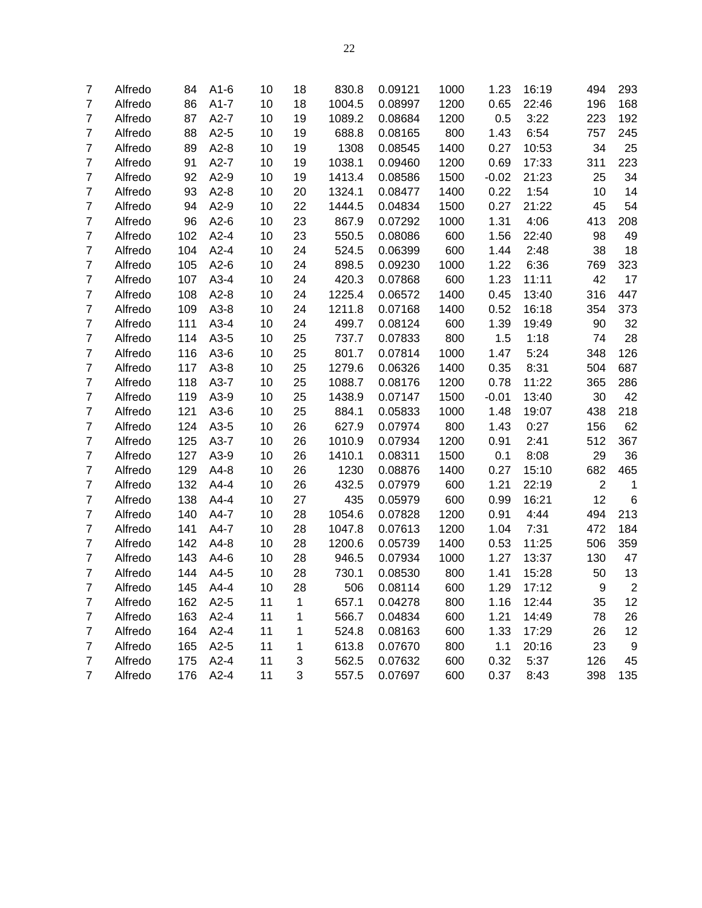| | | | | | | | | | | | | |
|---|---|---|---|---|---|---|---|---|---|---|---|---|
| 7 | Alfredo | 84 | A1-6 | 10 | 18 | 830.8 | 0.09121 | 1000 | 1.23 | 16:19 | 494 | 293 |
| 7 | Alfredo | 86 | A1-7 | 10 | 18 | 1004.5 | 0.08997 | 1200 | 0.65 | 22:46 | 196 | 168 |
| 7 | Alfredo | 87 | A2-7 | 10 | 19 | 1089.2 | 0.08684 | 1200 | 0.5 | 3:22 | 223 | 192 |
| 7 | Alfredo | 88 | A2-5 | 10 | 19 | 688.8 | 0.08165 | 800 | 1.43 | 6:54 | 757 | 245 |
| 7 | Alfredo | 89 | A2-8 | 10 | 19 | 1308 | 0.08545 | 1400 | 0.27 | 10:53 | 34 | 25 |
| 7 | Alfredo | 91 | A2-7 | 10 | 19 | 1038.1 | 0.09460 | 1200 | 0.69 | 17:33 | 311 | 223 |
| 7 | Alfredo | 92 | A2-9 | 10 | 19 | 1413.4 | 0.08586 | 1500 | -0.02 | 21:23 | 25 | 34 |
| 7 | Alfredo | 93 | A2-8 | 10 | 20 | 1324.1 | 0.08477 | 1400 | 0.22 | 1:54 | 10 | 14 |
| 7 | Alfredo | 94 | A2-9 | 10 | 22 | 1444.5 | 0.04834 | 1500 | 0.27 | 21:22 | 45 | 54 |
| 7 | Alfredo | 96 | A2-6 | 10 | 23 | 867.9 | 0.07292 | 1000 | 1.31 | 4:06 | 413 | 208 |
| 7 | Alfredo | 102 | A2-4 | 10 | 23 | 550.5 | 0.08086 | 600 | 1.56 | 22:40 | 98 | 49 |
| 7 | Alfredo | 104 | A2-4 | 10 | 24 | 524.5 | 0.06399 | 600 | 1.44 | 2:48 | 38 | 18 |
| 7 | Alfredo | 105 | A2-6 | 10 | 24 | 898.5 | 0.09230 | 1000 | 1.22 | 6:36 | 769 | 323 |
| 7 | Alfredo | 107 | A3-4 | 10 | 24 | 420.3 | 0.07868 | 600 | 1.23 | 11:11 | 42 | 17 |
| 7 | Alfredo | 108 | A2-8 | 10 | 24 | 1225.4 | 0.06572 | 1400 | 0.45 | 13:40 | 316 | 447 |
| 7 | Alfredo | 109 | A3-8 | 10 | 24 | 1211.8 | 0.07168 | 1400 | 0.52 | 16:18 | 354 | 373 |
| 7 | Alfredo | 111 | A3-4 | 10 | 24 | 499.7 | 0.08124 | 600 | 1.39 | 19:49 | 90 | 32 |
| 7 | Alfredo | 114 | A3-5 | 10 | 25 | 737.7 | 0.07833 | 800 | 1.5 | 1:18 | 74 | 28 |
| 7 | Alfredo | 116 | A3-6 | 10 | 25 | 801.7 | 0.07814 | 1000 | 1.47 | 5:24 | 348 | 126 |
| 7 | Alfredo | 117 | A3-8 | 10 | 25 | 1279.6 | 0.06326 | 1400 | 0.35 | 8:31 | 504 | 687 |
| 7 | Alfredo | 118 | A3-7 | 10 | 25 | 1088.7 | 0.08176 | 1200 | 0.78 | 11:22 | 365 | 286 |
| 7 | Alfredo | 119 | A3-9 | 10 | 25 | 1438.9 | 0.07147 | 1500 | -0.01 | 13:40 | 30 | 42 |
| 7 | Alfredo | 121 | A3-6 | 10 | 25 | 884.1 | 0.05833 | 1000 | 1.48 | 19:07 | 438 | 218 |
| 7 | Alfredo | 124 | A3-5 | 10 | 26 | 627.9 | 0.07974 | 800 | 1.43 | 0:27 | 156 | 62 |
| 7 | Alfredo | 125 | A3-7 | 10 | 26 | 1010.9 | 0.07934 | 1200 | 0.91 | 2:41 | 512 | 367 |
| 7 | Alfredo | 127 | A3-9 | 10 | 26 | 1410.1 | 0.08311 | 1500 | 0.1 | 8:08 | 29 | 36 |
| 7 | Alfredo | 129 | A4-8 | 10 | 26 | 1230 | 0.08876 | 1400 | 0.27 | 15:10 | 682 | 465 |
| 7 | Alfredo | 132 | A4-4 | 10 | 26 | 432.5 | 0.07979 | 600 | 1.21 | 22:19 | 2 | 1 |
| 7 | Alfredo | 138 | A4-4 | 10 | 27 | 435 | 0.05979 | 600 | 0.99 | 16:21 | 12 | 6 |
| 7 | Alfredo | 140 | A4-7 | 10 | 28 | 1054.6 | 0.07828 | 1200 | 0.91 | 4:44 | 494 | 213 |
| 7 | Alfredo | 141 | A4-7 | 10 | 28 | 1047.8 | 0.07613 | 1200 | 1.04 | 7:31 | 472 | 184 |
| 7 | Alfredo | 142 | A4-8 | 10 | 28 | 1200.6 | 0.05739 | 1400 | 0.53 | 11:25 | 506 | 359 |
| 7 | Alfredo | 143 | A4-6 | 10 | 28 | 946.5 | 0.07934 | 1000 | 1.27 | 13:37 | 130 | 47 |
| 7 | Alfredo | 144 | A4-5 | 10 | 28 | 730.1 | 0.08530 | 800 | 1.41 | 15:28 | 50 | 13 |
| 7 | Alfredo | 145 | A4-4 | 10 | 28 | 506 | 0.08114 | 600 | 1.29 | 17:12 | 9 | 2 |
| 7 | Alfredo | 162 | A2-5 | 11 | 1 | 657.1 | 0.04278 | 800 | 1.16 | 12:44 | 35 | 12 |
| 7 | Alfredo | 163 | A2-4 | 11 | 1 | 566.7 | 0.04834 | 600 | 1.21 | 14:49 | 78 | 26 |
| 7 | Alfredo | 164 | A2-4 | 11 | 1 | 524.8 | 0.08163 | 600 | 1.33 | 17:29 | 26 | 12 |
| 7 | Alfredo | 165 | A2-5 | 11 | 1 | 613.8 | 0.07670 | 800 | 1.1 | 20:16 | 23 | 9 |
| 7 | Alfredo | 175 | A2-4 | 11 | 3 | 562.5 | 0.07632 | 600 | 0.32 | 5:37 | 126 | 45 |
| 7 | Alfredo | 176 | A2-4 | 11 | 3 | 557.5 | 0.07697 | 600 | 0.37 | 8:43 | 398 | 135 |